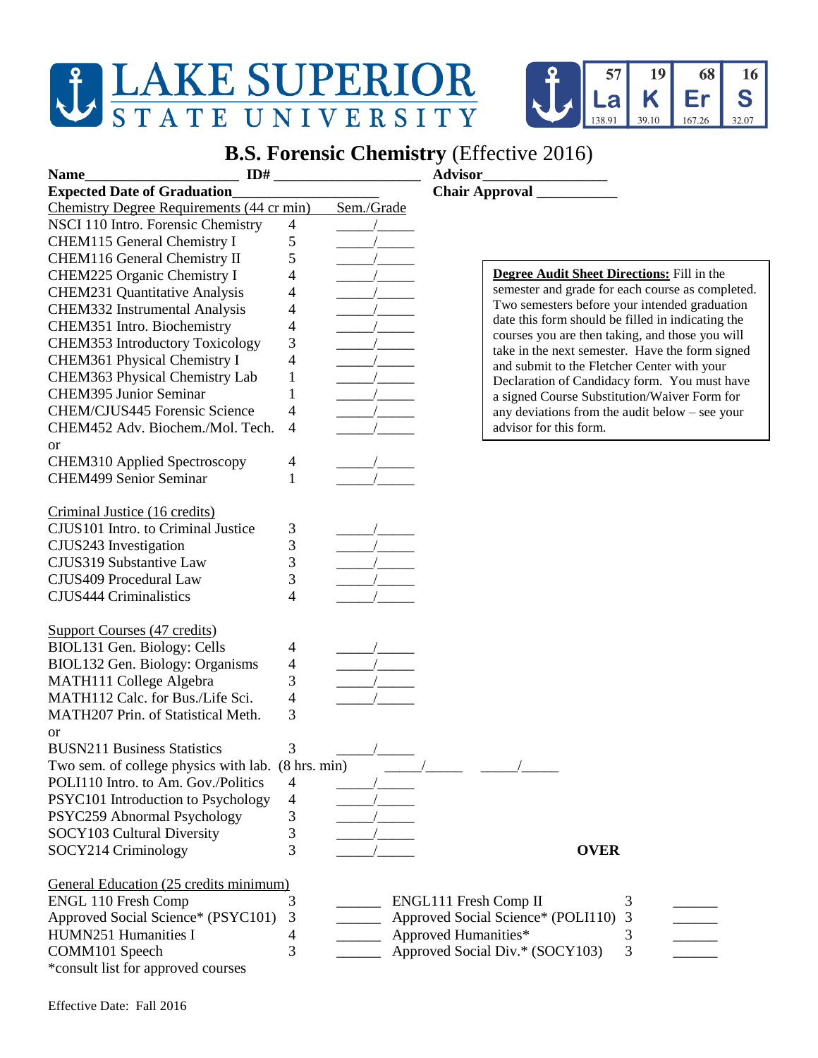# LAKE SUPERIOR STATE UNIVERSITY

| 57 | 19 | 68 | 16 |
|---|---|---|---|
| La | K | Er | S |
| 138.91 | 39.10 | 167.26 | 32.07 |

## B.S. Forensic Chemistry (Effective 2016)

**Name**____________________ **ID#** ____________________ **Advisor**________________

**Expected Date of Graduation**___________________ **Chair Approval** __________

**Degree Audit Sheet Directions:** Fill in the semester and grade for each course as completed. Two semesters before your intended graduation date this form should be filled in indicating the courses you are then taking, and those you will take in the next semester. Have the form signed and submit to the Fletcher Center with your Declaration of Candidacy form. You must have a signed Course Substitution/Waiver Form for any deviations from the audit below – see your advisor for this form.

| Chemistry Degree Requirements (44 cr min) | | Sem./Grade |
|---|---|---|
| NSCI 110 Intro. Forensic Chemistry | 4 | _____/_____ |
| CHEM115 General Chemistry I | 5 | _____/_____ |
| CHEM116 General Chemistry II | 5 | _____/_____ |
| CHEM225 Organic Chemistry I | 4 | _____/_____ |
| CHEM231 Quantitative Analysis | 4 | _____/_____ |
| CHEM332 Instrumental Analysis | 4 | _____/_____ |
| CHEM351 Intro. Biochemistry | 4 | _____/_____ |
| CHEM353 Introductory Toxicology | 3 | _____/_____ |
| CHEM361 Physical Chemistry I | 4 | _____/_____ |
| CHEM363 Physical Chemistry Lab | 1 | _____/_____ |
| CHEM395 Junior Seminar | 1 | _____/_____ |
| CHEM/CJUS445 Forensic Science | 4 | _____/_____ |
| CHEM452 Adv. Biochem./Mol. Tech. | 4 | _____/_____ |
| or | | |
| CHEM310 Applied Spectroscopy | 4 | _____/_____ |
| CHEM499 Senior Seminar | 1 | _____/_____ |

| Criminal Justice (16 credits) | | |
|---|---|---|
| CJUS101 Intro. to Criminal Justice | 3 | _____/_____ |
| CJUS243 Investigation | 3 | _____/_____ |
| CJUS319 Substantive Law | 3 | _____/_____ |
| CJUS409 Procedural Law | 3 | _____/_____ |
| CJUS444 Criminalistics | 4 | _____/_____ |

| Support Courses (47 credits) | | |
|---|---|---|
| BIOL131 Gen. Biology: Cells | 4 | _____/_____ |
| BIOL132 Gen. Biology: Organisms | 4 | _____/_____ |
| MATH111 College Algebra | 3 | _____/_____ |
| MATH112 Calc. for Bus./Life Sci. | 4 | _____/_____ |
| MATH207 Prin. of Statistical Meth. | 3 | |
| or | | |
| BUSN211 Business Statistics | 3 | _____/_____ |
| Two sem. of college physics with lab. | (8 hrs. min) | _____/_____ _____/_____ |
| POLI110 Intro. to Am. Gov./Politics | 4 | _____/_____ |
| PSYC101 Introduction to Psychology | 4 | _____/_____ |
| PSYC259 Abnormal Psychology | 3 | _____/_____ |
| SOCY103 Cultural Diversity | 3 | _____/_____ |
| SOCY214 Criminology | 3 | _____/_____ |

**OVER**

| General Education (25 credits minimum) | | | | | |
|---|---|---|---|---|---|
| ENGL 110 Fresh Comp | 3 | ______ | ENGL111 Fresh Comp II | 3 | ______ |
| Approved Social Science* (PSYC101) | 3 | ______ | Approved Social Science* (POLI110) | 3 | ______ |
| HUMN251 Humanities I | 4 | ______ | Approved Humanities* | 3 | ______ |
| COMM101 Speech | 3 | ______ | Approved Social Div.* (SOCY103) | 3 | ______ |

*consult list for approved courses

Effective Date: Fall 2016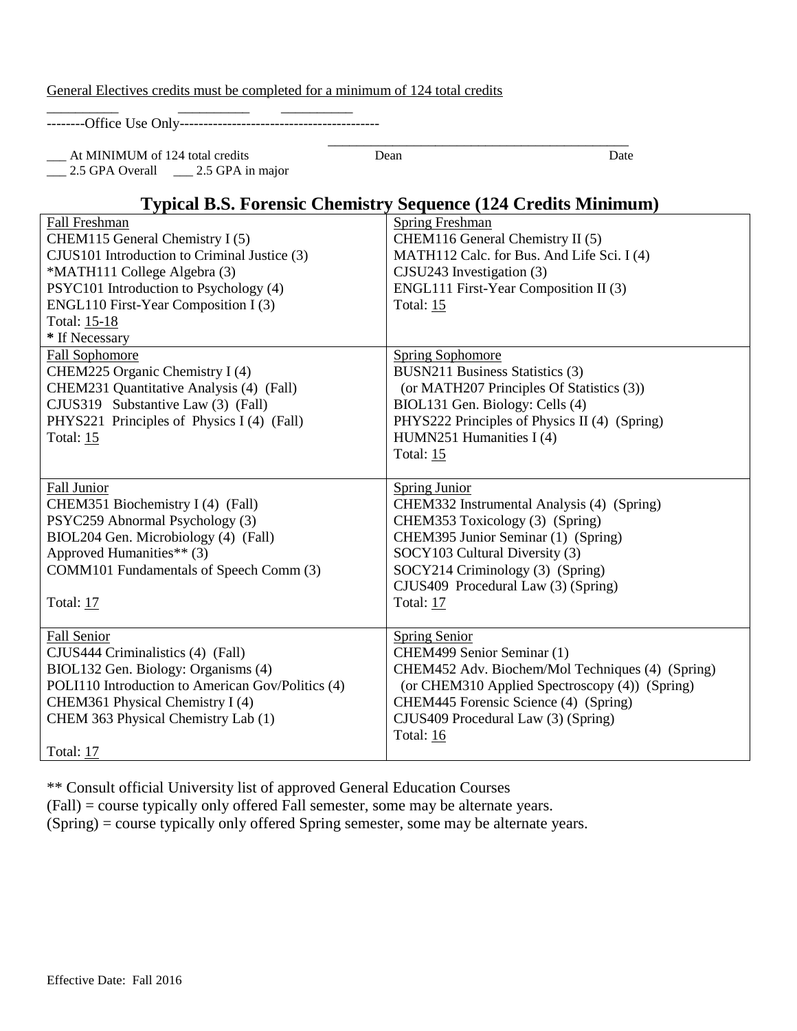General Electives credits must be completed for a minimum of 124 total credits

\_\_\_\_\_\_\_\_\_\_ \_\_\_\_\_\_\_\_\_\_ \_\_\_\_\_\_\_\_\_\_

--------Office Use Only-----------------------------------------

\_\_\_ At MINIMUM of 124 total credits  Dean  Date

\_\_\_ 2.5 GPA Overall  \_\_\_ 2.5 GPA in major

## Typical B.S. Forensic Chemistry Sequence (124 Credits Minimum)

| | |
|---|---|
| Fall Freshman<br>CHEM115 General Chemistry I (5)<br>CJUS101 Introduction to Criminal Justice (3)<br>*MATH111 College Algebra (3)<br>PSYC101 Introduction to Psychology (4)<br>ENGL110 First-Year Composition I (3)<br>Total: 15-18<br>**\*** If Necessary | Spring Freshman<br>CHEM116 General Chemistry II (5)<br>MATH112 Calc. for Bus. And Life Sci. I (4)<br>CJSU243 Investigation (3)<br>ENGL111 First-Year Composition II (3)<br>Total: 15 |
| Fall Sophomore<br>CHEM225 Organic Chemistry I (4)<br>CHEM231 Quantitative Analysis (4) (Fall)<br>CJUS319 Substantive Law (3) (Fall)<br>PHYS221 Principles of Physics I (4) (Fall)<br>Total: 15 | Spring Sophomore<br>BUSN211 Business Statistics (3)<br>(or MATH207 Principles Of Statistics (3))<br>BIOL131 Gen. Biology: Cells (4)<br>PHYS222 Principles of Physics II (4) (Spring)<br>HUMN251 Humanities I (4)<br>Total: 15 |
| Fall Junior<br>CHEM351 Biochemistry I (4) (Fall)<br>PSYC259 Abnormal Psychology (3)<br>BIOL204 Gen. Microbiology (4) (Fall)<br>Approved Humanities** (3)<br>COMM101 Fundamentals of Speech Comm (3)<br>Total: 17 | Spring Junior<br>CHEM332 Instrumental Analysis (4) (Spring)<br>CHEM353 Toxicology (3) (Spring)<br>CHEM395 Junior Seminar (1) (Spring)<br>SOCY103 Cultural Diversity (3)<br>SOCY214 Criminology (3) (Spring)<br>CJUS409 Procedural Law (3) (Spring)<br>Total: 17 |
| Fall Senior<br>CJUS444 Criminalistics (4) (Fall)<br>BIOL132 Gen. Biology: Organisms (4)<br>POLI110 Introduction to American Gov/Politics (4)<br>CHEM361 Physical Chemistry I (4)<br>CHEM 363 Physical Chemistry Lab (1)<br>Total: 17 | Spring Senior<br>CHEM499 Senior Seminar (1)<br>CHEM452 Adv. Biochem/Mol Techniques (4) (Spring)<br>(or CHEM310 Applied Spectroscopy (4)) (Spring)<br>CHEM445 Forensic Science (4) (Spring)<br>CJUS409 Procedural Law (3) (Spring)<br>Total: 16 |

** Consult official University list of approved General Education Courses

(Fall) = course typically only offered Fall semester, some may be alternate years.

(Spring) = course typically only offered Spring semester, some may be alternate years.

Effective Date: Fall 2016